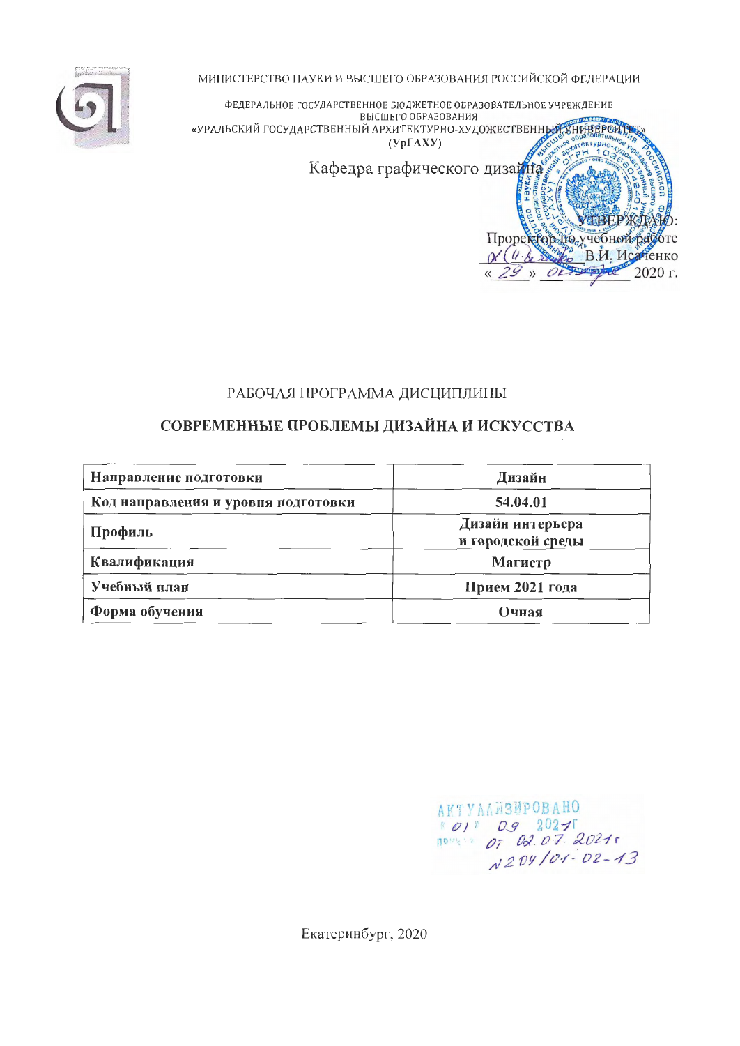МИНИСТЕРСТВО НАУКИ И ВЫСШЕГО ОБРАЗОВАНИЯ РОССИЙСКОЙ ФЕДЕРАЦИИ

ФЕДЕРАЛЬНОЕ ГОСУДАРСТВЕННОЕ БЮДЖЕТНОЕ ОБРАЗОВАТЕЛЬНОЕ УЧРЕЖДЕНИЕ ВЫСШЕГО ОБРАЗОВАНИЯ
«УРАЛЬСКИЙ ГОСУДАРСТВЕННЫЙ АРХИТЕКТУРНО-ХУДОЖЕСТВЕННЫЙ УНИВЕРСИТЕТ»
**(УрГАХУ)**

Кафедра графического дизайна

УТВЕРЖДАЮ:
Проректор по учебной работе
В.И. Исаченко
« 29 » октября 2020 г.

РАБОЧАЯ ПРОГРАММА ДИСЦИПЛИНЫ

# СОВРЕМЕННЫЕ ПРОБЛЕМЫ ДИЗАЙНА И ИСКУССТВА

| | |
|---|---|
| **Направление подготовки** | **Дизайн** |
| **Код направления и уровня подготовки** | **54.04.01** |
| **Профиль** | **Дизайн интерьера и городской среды** |
| **Квалификация** | **Магистр** |
| **Учебный план** | **Прием 2021 года** |
| **Форма обучения** | **Очная** |

АКТУАЛИЗИРОВАНО
« 01 » 09 2021 г.
протокол от 02.07.2021 г.
№ 204/01-02-13

Екатеринбург, 2020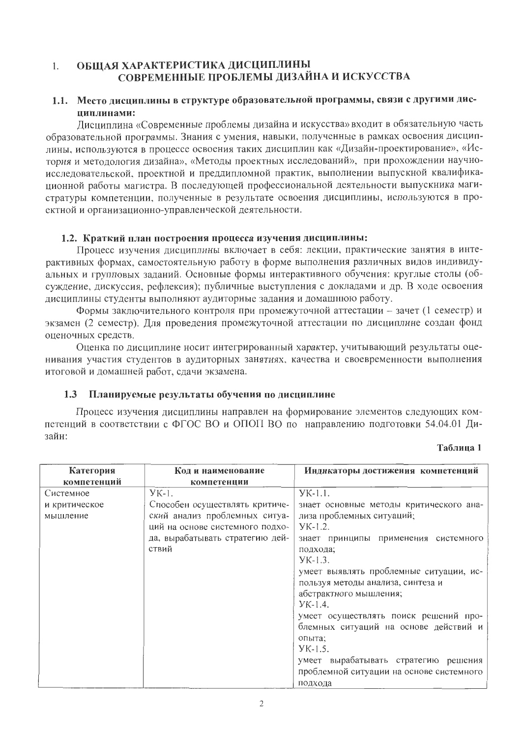# 1. ОБЩАЯ ХАРАКТЕРИСТИКА ДИСЦИПЛИНЫ СОВРЕМЕННЫЕ ПРОБЛЕМЫ ДИЗАЙНА И ИСКУССТВА

## 1.1. Место дисциплины в структуре образовательной программы, связи с другими дисциплинами:

Дисциплина «Современные проблемы дизайна и искусства» входит в обязательную часть образовательной программы. Знания с умения, навыки, полученные в рамках освоения дисциплины, используются в процессе освоения таких дисциплин как «Дизайн-проектирование», «История и методология дизайна», «Методы проектных исследований», при прохождении научно-исследовательской, проектной и преддипломной практик, выполнении выпускной квалификационной работы магистра. В последующей профессиональной деятельности выпускника магистратуры компетенции, полученные в результате освоения дисциплины, используются в проектной и организационно-управленческой деятельности.

## 1.2. Краткий план построения процесса изучения дисциплины:

Процесс изучения дисциплины включает в себя: лекции, практические занятия в интерактивных формах, самостоятельную работу в форме выполнения различных видов индивидуальных и групповых заданий. Основные формы интерактивного обучения: круглые столы (обсуждение, дискуссия, рефлексия); публичные выступления с докладами и др. В ходе освоения дисциплины студенты выполняют аудиторные задания и домашнюю работу.

Формы заключительного контроля при промежуточной аттестации – зачет (1 семестр) и экзамен (2 семестр). Для проведения промежуточной аттестации по дисциплине создан фонд оценочных средств.

Оценка по дисциплине носит интегрированный характер, учитывающий результаты оценивания участия студентов в аудиторных занятиях, качества и своевременности выполнения итоговой и домашней работ, сдачи экзамена.

## 1.3 Планируемые результаты обучения по дисциплине

Процесс изучения дисциплины направлен на формирование элементов следующих компетенций в соответствии с ФГОС ВО и ОПОП ВО по направлению подготовки 54.04.01 Дизайн:

**Таблица 1**

| Категория компетенций | Код и наименование компетенции | Индикаторы достижения компетенций |
|---|---|---|
| Системное и критическое мышление | УК-1. Способен осуществлять критический анализ проблемных ситуаций на основе системного подхода, вырабатывать стратегию действий | УК-1.1. знает основные методы критического анализа проблемных ситуаций; УК-1.2. знает принципы применения системного подхода; УК-1.3. умеет выявлять проблемные ситуации, используя методы анализа, синтеза и абстрактного мышления; УК-1.4. умеет осуществлять поиск решений проблемных ситуаций на основе действий и опыта; УК-1.5. умеет вырабатывать стратегию решения проблемной ситуации на основе системного подхода |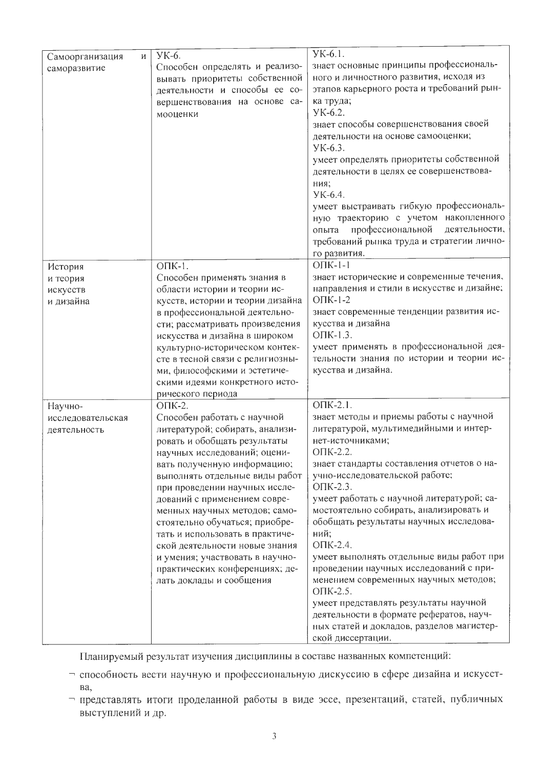| | | |
|---|---|---|
| Самоорганизация и саморазвитие | УК-6.<br>Способен определять и реализовывать приоритеты собственной деятельности и способы ее совершенствования на основе самооценки | УК-6.1.<br>знает основные принципы профессионального и личностного развития, исходя из этапов карьерного роста и требований рынка труда;<br>УК-6.2.<br>знает способы совершенствования своей деятельности на основе самооценки;<br>УК-6.3.<br>умеет определять приоритеты собственной деятельности в целях ее совершенствования;<br>УК-6.4.<br>умеет выстраивать гибкую профессиональную траекторию с учетом накопленного опыта профессиональной деятельности, требований рынка труда и стратегии личного развития. |
| История и теория искусств и дизайна | ОПК-1.<br>Способен применять знания в области истории и теории искусств, истории и теории дизайна в профессиональной деятельности; рассматривать произведения искусства и дизайна в широком культурно-историческом контексте в тесной связи с религиозными, философскими и эстетическими идеями конкретного исторического периода | ОПК-1-1<br>знает исторические и современные течения, направления и стили в искусстве и дизайне;<br>ОПК-1-2<br>знает современные тенденции развития искусства и дизайна<br>ОПК-1.3.<br>умеет применять в профессиональной деятельности знания по истории и теории искусства и дизайна. |
| Научно-исследовательская деятельность | ОПК-2.<br>Способен работать с научной литературой; собирать, анализировать и обобщать результаты научных исследований; оценивать полученную информацию; выполнять отдельные виды работ при проведении научных исследований с применением современных научных методов; самостоятельно обучаться; приобретать и использовать в практической деятельности новые знания и умения; участвовать в научно-практических конференциях; делать доклады и сообщения | ОПК-2.1.<br>знает методы и приемы работы с научной литературой, мультимедийными и интернет-источниками;<br>ОПК-2.2.<br>знает стандарты составления отчетов о научно-исследовательской работе;<br>ОПК-2.3.<br>умеет работать с научной литературой; самостоятельно собирать, анализировать и обобщать результаты научных исследований;<br>ОПК-2.4.<br>умеет выполнять отдельные виды работ при проведении научных исследований с применением современных научных методов;<br>ОПК-2.5.<br>умеет представлять результаты научной деятельности в формате рефератов, научных статей и докладов, разделов магистерской диссертации. |

Планируемый результат изучения дисциплины в составе названных компетенций:

- способность вести научную и профессиональную дискуссию в сфере дизайна и искусства,
- представлять итоги проделанной работы в виде эссе, презентаций, статей, публичных выступлений и др.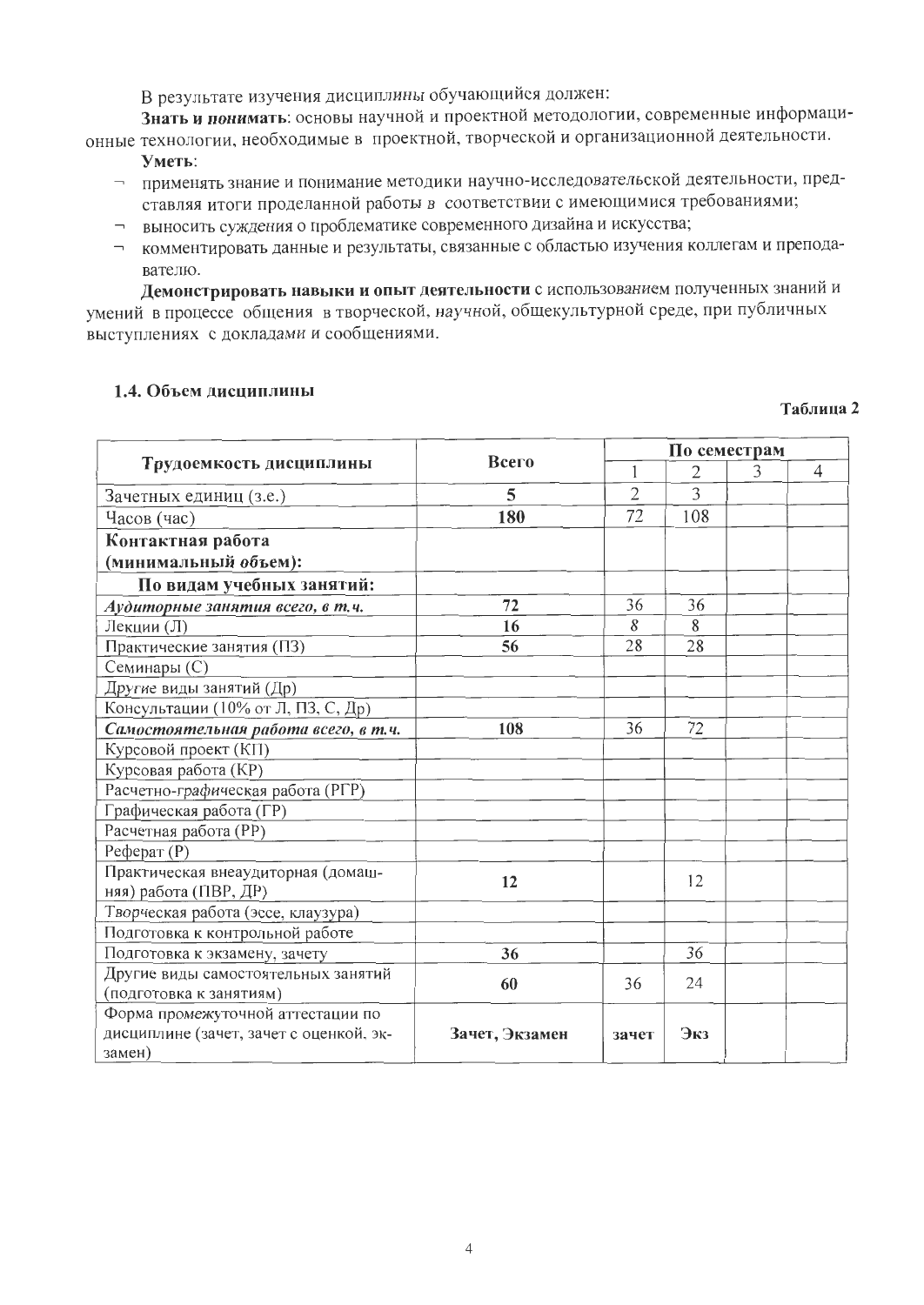В результате изучения дисциплины обучающийся должен:

**Знать и понимать**: основы научной и проектной методологии, современные информационные технологии, необходимые в проектной, творческой и организационной деятельности.

**Уметь**:

- применять знание и понимание методики научно-исследовательской деятельности, представляя итоги проделанной работы в соответствии с имеющимися требованиями;
- выносить суждения о проблематике современного дизайна и искусства;
- комментировать данные и результаты, связанные с областью изучения коллегам и преподавателю.

**Демонстрировать навыки и опыт деятельности** с использованием полученных знаний и умений в процессе общения в творческой, научной, общекультурной среде, при публичных выступлениях с докладами и сообщениями.

### 1.4. Объем дисциплины

**Таблица 2**

| Трудоемкость дисциплины | Всего | По семестрам | | | |
|---|---|---|---|---|---|
| | | 1 | 2 | 3 | 4 |
| Зачетных единиц (з.е.) | **5** | 2 | 3 | | |
| Часов (час) | **180** | 72 | 108 | | |
| **Контактная работа (минимальный объем):** | | | | | |
| **По видам учебных занятий:** | | | | | |
| ***Аудиторные занятия всего, в т.ч.*** | **72** | 36 | 36 | | |
| Лекции (Л) | **16** | *8* | 8 | | |
| Практические занятия (ПЗ) | **56** | 28 | 28 | | |
| Семинары (С) | | | | | |
| Другие виды занятий (Др) | | | | | |
| Консультации (10% от Л, ПЗ, С, Др) | | | | | |
| ***Самостоятельная работа всего, в т.ч.*** | **108** | 36 | 72 | | |
| Курсовой проект (КП) | | | | | |
| Курсовая работа (КР) | | | | | |
| Расчетно-графическая работа (РГР) | | | | | |
| Графическая работа (ГР) | | | | | |
| Расчетная работа (РР) | | | | | |
| Реферат (Р) | | | | | |
| Практическая внеаудиторная (домашняя) работа (ПВР, ДР) | **12** | | 12 | | |
| Творческая работа (эссе, клаузура) | | | | | |
| Подготовка к контрольной работе | | | | | |
| Подготовка к экзамену, зачету | **36** | | 36 | | |
| Другие виды самостоятельных занятий (подготовка к занятиям) | **60** | 36 | 24 | | |
| Форма промежуточной аттестации по дисциплине (зачет, зачет с оценкой, экзамен) | **Зачет, Экзамен** | **зачет** | **Экз** | | |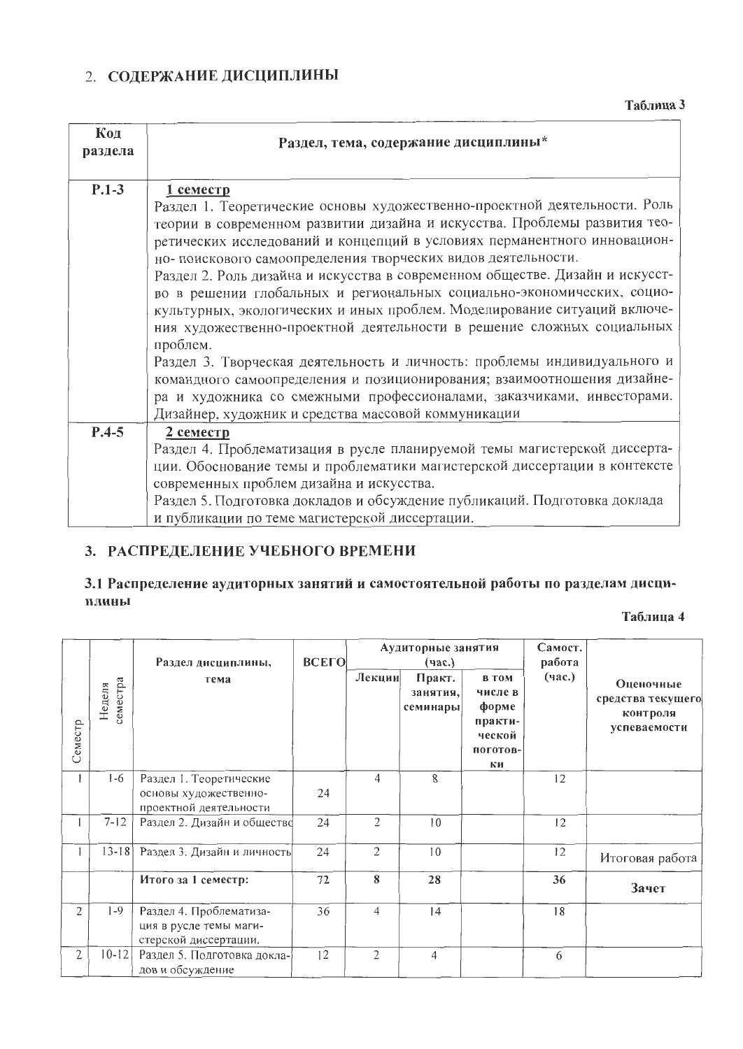## 2. СОДЕРЖАНИЕ ДИСЦИПЛИНЫ

**Таблица 3**

| Код раздела | Раздел, тема, содержание дисциплины* |
|---|---|
| Р.1-3 | <u>1 семестр</u><br>Раздел 1. Теоретические основы художественно-проектной деятельности. Роль теории в современном развитии дизайна и искусства. Проблемы развития теоретических исследований и концепций в условиях перманентного инновационно- поискового самоопределения творческих видов деятельности.<br>Раздел 2. Роль дизайна и искусства в современном обществе. Дизайн и искусство в решении глобальных и региональных социально-экономических, социокультурных, экологических и иных проблем. Моделирование ситуаций включения художественно-проектной деятельности в решение сложных социальных проблем.<br>Раздел 3. Творческая деятельность и личность: проблемы индивидуального и командного самоопределения и позиционирования; взаимоотношения дизайнера и художника со смежными профессионалами, заказчиками, инвесторами. Дизайнер, художник и средства массовой коммуникации |
| Р.4-5 | <u>2 семестр</u><br>Раздел 4. Проблематизация в русле планируемой темы магистерской диссертации. Обоснование темы и проблематики магистерской диссертации в контексте современных проблем дизайна и искусства.<br>Раздел 5. Подготовка докладов и обсуждение публикаций. Подготовка доклада и публикации по теме магистерской диссертации. |

## 3. РАСПРЕДЕЛЕНИЕ УЧЕБНОГО ВРЕМЕНИ

### 3.1 Распределение аудиторных занятий и самостоятельной работы по разделам дисциплины

**Таблица 4**

| Семестр | Неделя семестра | Раздел дисциплины, тема | ВСЕГО | Аудиторные занятия (час.) | | | Самост. работа (час.) | Оценочные средства текущего контроля успеваемости |
|---|---|---|---|---|---|---|---|---|
| | | | | Лекции | Практ. занятия, семинары | в том числе в форме практической поготовки | | |
| 1 | 1-6 | Раздел 1. Теоретические основы художественно-проектной деятельности | 24 | 4 | 8 | | 12 | |
| 1 | 7-12 | Раздел 2. Дизайн и общество | 24 | 2 | 10 | | 12 | |
| 1 | 13-18 | Раздел 3. Дизайн и личность | 24 | 2 | 10 | | 12 | Итоговая работа |
| | | **Итого за 1 семестр:** | 72 | **8** | **28** | | **36** | **Зачет** |
| 2 | 1-9 | Раздел 4. Проблематизация в русле темы магистерской диссертации. | 36 | 4 | 14 | | 18 | |
| 2 | 10-12 | Раздел 5. Подготовка докладов и обсуждение | 12 | 2 | 4 | | 6 | |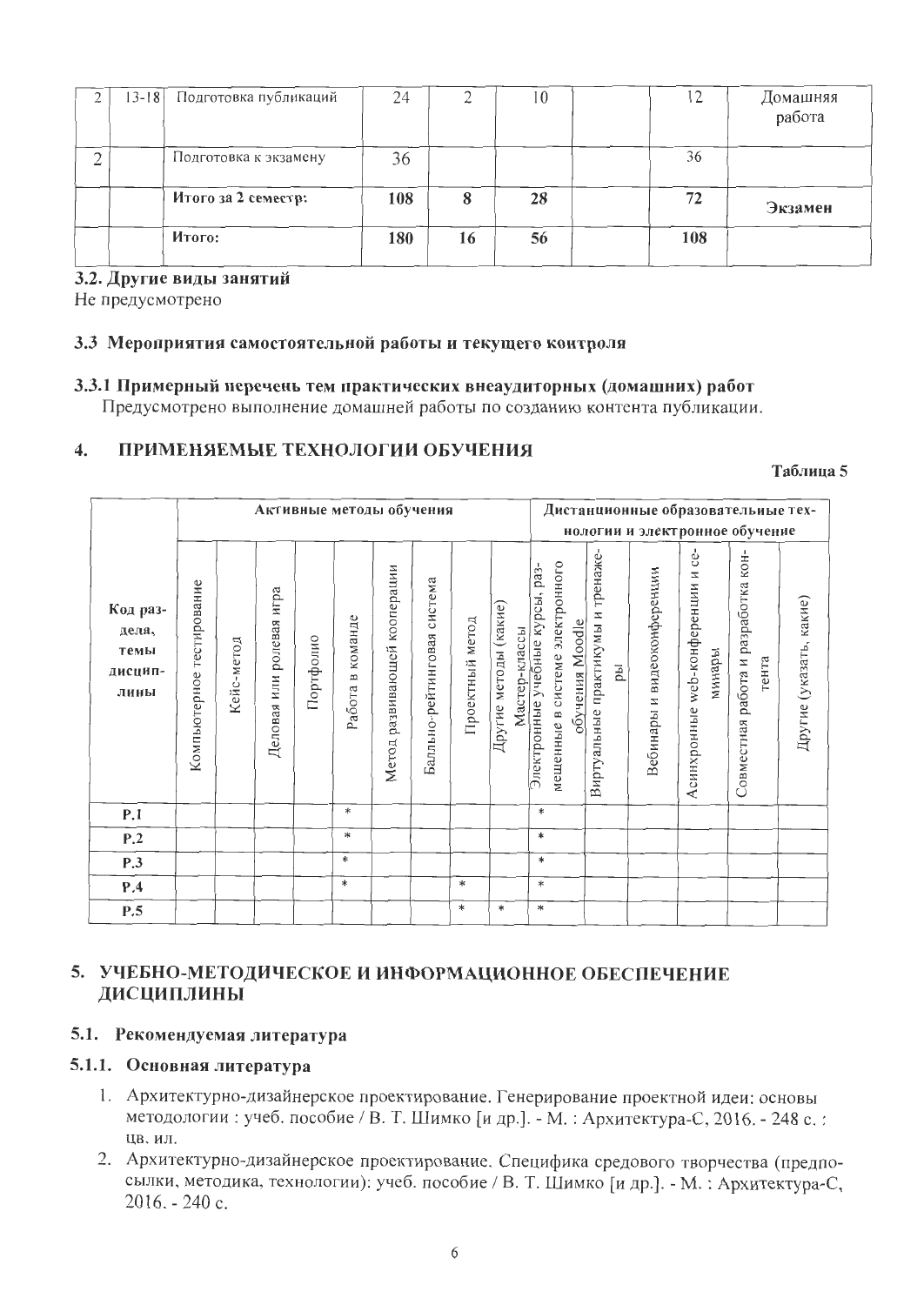| 2 | 13-18 | Подготовка публикаций | 24 | 2 | 10 | | 12 | Домашняя работа |
|---|---|---|---|---|---|---|---|---|
| 2 | | Подготовка к экзамену | 36 | | | | 36 | |
| | | **Итого за 2 семестр:** | **108** | **8** | **28** | | **72** | **Экзамен** |
| | | **Итого:** | **180** | **16** | **56** | | **108** | |

### 3.2. Другие виды занятий

Не предусмотрено

### 3.3 Мероприятия самостоятельной работы и текущего контроля

#### 3.3.1 Примерный перечень тем практических внеаудиторных (домашних) работ

Предусмотрено выполнение домашней работы по созданию контента публикации.

## 4. ПРИМЕНЯЕМЫЕ ТЕХНОЛОГИИ ОБУЧЕНИЯ

**Таблица 5**

| Код раздела, темы дисциплины | Активные методы обучения | | | | | | | | | Дистанционные образовательные технологии и электронное обучение | | | | | |
|---|---|---|---|---|---|---|---|---|---|---|---|---|---|---|---|
| | Компьютерное тестирование | Кейс-метод | Деловая или ролевая игра | Портфолио | Работа в команде | Метод развивающей кооперации | Баллльно-рейтинговая система | Проектный метод | Другие методы (какие) Мастер-классы | Электронные учебные курсы, размещенные в системе электронного обучения Moodle | Виртуальные практикумы и тренажеры | Вебинары и видеоконференции | Асинхронные web-конференции и семинары | Совместная работа и разработка контента | Другие (указать, какие) |
| **Р.1** | | | | | * | | | | | * | | | | | |
| **Р.2** | | | | | * | | | | | * | | | | | |
| **Р.3** | | | | | * | | | | | * | | | | | |
| **Р.4** | | | | | * | | | * | | * | | | | | |
| **Р.5** | | | | | | | | * | * | * | | | | | |

## 5. УЧЕБНО-МЕТОДИЧЕСКОЕ И ИНФОРМАЦИОННОЕ ОБЕСПЕЧЕНИЕ ДИСЦИПЛИНЫ

### 5.1. Рекомендуемая литература

#### 5.1.1. Основная литература

1. Архитектурно-дизайнерское проектирование. Генерирование проектной идеи: основы методологии : учеб. пособие / В. Т. Шимко [и др.]. - М. : Архитектура-С, 2016. - 248 с. : цв. ил.
2. Архитектурно-дизайнерское проектирование. Специфика средового творчества (предпосылки, методика, технологии): учеб. пособие / В. Т. Шимко [и др.]. - М. : Архитектура-С, 2016. - 240 с.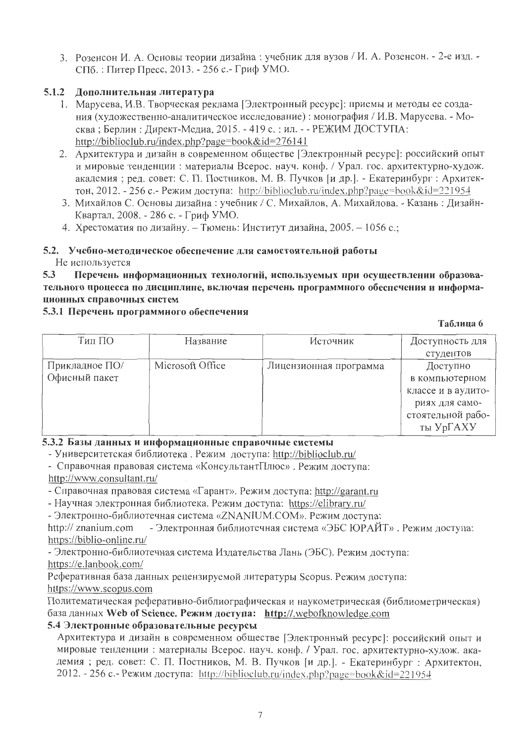3. Розенсон И. А. Основы теории дизайна : учебник для вузов / И. А. Розенсон. - 2-е изд. - СПб. : Питер Пресс, 2013. - 256 с.- Гриф УМО.

### 5.1.2 Дополнительная литература

1. Марусева, И.В. Творческая реклама [Электронный ресурс]: приемы и методы ее создания (художественно-аналитическое исследование) : монография / И.В. Марусева. - Москва ; Берлин : Директ-Медиа, 2015. - 419 с. : ил. - - РЕЖИМ ДОСТУПА: http://biblioclub.ru/index.php?page=book&id=276141
2. Архитектура и дизайн в современном обществе [Электронный ресурс]: российский опыт и мировые тенденции : материалы Всерос. науч. конф. / Урал. гос. архитектурно-худож. академия ; ред. совет: С. П. Постников, М. В. Пучков [и др.]. - Екатеринбург : Архитектон, 2012. - 256 с.- Режим доступа: http://biblioclub.ru/index.php?page=book&id=221954
3. Михайлов С. Основы дизайна : учебник / С. Михайлов, А. Михайлова. - Казань : Дизайн-Квартал, 2008. - 286 с. - Гриф УМО.
4. Хрестоматия по дизайну. – Тюмень: Институт дизайна, 2005. – 1056 с.;

## 5.2. Учебно-методическое обеспечение для самостоятельной работы

Не используется

## 5.3 Перечень информационных технологий, используемых при осуществлении образовательного процесса по дисциплине, включая перечень программного обеспечения и информационных справочных систем

### 5.3.1 Перечень программного обеспечения

**Таблица 6**

| Тип ПО | Название | Источник | Доступность для студентов |
|---|---|---|---|
| Прикладное ПО/ Офисный пакет | Microsoft Office | Лицензионная программа | Доступно в компьютерном классе и в аудиториях для самостоятельной работы УрГАХУ |

### 5.3.2 Базы данных и информационные справочные системы

- Университетская библиотека . Режим доступа: http://biblioclub.ru/
- Справочная правовая система «КонсультантПлюс» . Режим доступа: http://www.consultant.ru/
- Справочная правовая система «Гарант». Режим доступа: http://garant.ru
- Научная электронная библиотека. Режим доступа: https://elibrary.ru/
- Электронно-библиотечная система «ZNANIUM.COM». Режим доступа: http:// znanium.com - Электронная библиотечная система «ЭБС ЮРАЙТ» . Режим доступа: https://biblio-online.ru/
- Электронно-библиотечная система Издательства Лань (ЭБС). Режим доступа: https://e.lanbook.com/

Реферативная база данных рецензируемой литературы Scopus. Режим доступа: https://www.scopus.com

Политематическая реферативно-библиографическая и наукометрическая (библиометрическая) база данных **Web of Science. Режим доступа: http://.webofknowledge.com**

### 5.4 Электронные образовательные ресурсы

Архитектура и дизайн в современном обществе [Электронный ресурс]: российский опыт и мировые тенденции : материалы Всерос. науч. конф. / Урал. гос. архитектурно-худож. академия ; ред. совет: С. П. Постников, М. В. Пучков [и др.]. - Екатеринбург : Архитектон, 2012. - 256 с.- Режим доступа: http://biblioclub.ru/index.php?page=book&id=221954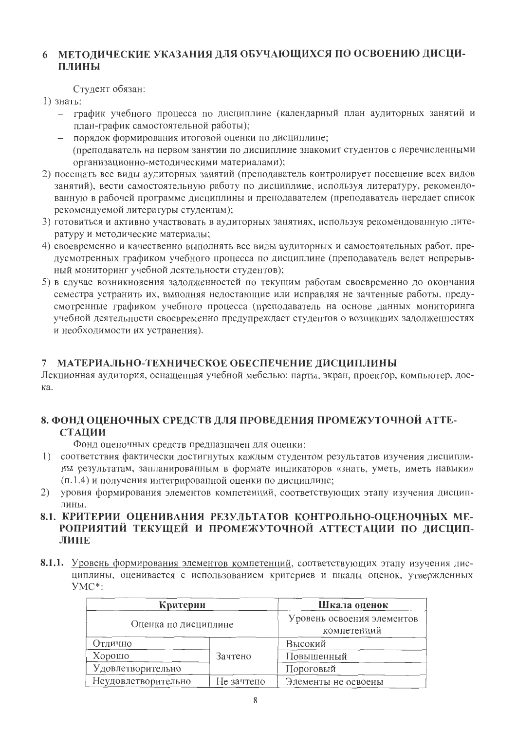## 6 МЕТОДИЧЕСКИЕ УКАЗАНИЯ ДЛЯ ОБУЧАЮЩИХСЯ ПО ОСВОЕНИЮ ДИСЦИПЛИНЫ

Студент обязан:

1) знать:
   - график учебного процесса по дисциплине (календарный план аудиторных занятий и план-график самостоятельной работы);
   - порядок формирования итоговой оценки по дисциплине;

   (преподаватель на первом занятии по дисциплине знакомит студентов с перечисленными организационно-методическими материалами);
2) посещать все виды аудиторных занятий (преподаватель контролирует посещение всех видов занятий), вести самостоятельную работу по дисциплине, используя литературу, рекомендованную в рабочей программе дисциплины и преподавателем (преподаватель передает список рекомендуемой литературы студентам);
3) готовиться и активно участвовать в аудиторных занятиях, используя рекомендованную литературу и методические материалы;
4) своевременно и качественно выполнять все виды аудиторных и самостоятельных работ, предусмотренных графиком учебного процесса по дисциплине (преподаватель ведет непрерывный мониторинг учебной деятельности студентов);
5) в случае возникновения задолженностей по текущим работам своевременно до окончания семестра устранить их, выполняя недостающие или исправляя не зачтенные работы, предусмотренные графиком учебного процесса (преподаватель на основе данных мониторинга учебной деятельности своевременно предупреждает студентов о возникших задолженностях и необходимости их устранения).

## 7 МАТЕРИАЛЬНО-ТЕХНИЧЕСКОЕ ОБЕСПЕЧЕНИЕ ДИСЦИПЛИНЫ

Лекционная аудитория, оснащенная учебной мебелью: парты, экран, проектор, компьютер, доска.

## 8. ФОНД ОЦЕНОЧНЫХ СРЕДСТВ ДЛЯ ПРОВЕДЕНИЯ ПРОМЕЖУТОЧНОЙ АТТЕСТАЦИИ

Фонд оценочных средств предназначен для оценки:

1) соответствия фактически достигнутых каждым студентом результатов изучения дисциплины результатам, запланированным в формате индикаторов «знать, уметь, иметь навыки» (п.1.4) и получения интегрированной оценки по дисциплине;
2) уровня формирования элементов компетенций, соответствующих этапу изучения дисциплины.

### 8.1. КРИТЕРИИ ОЦЕНИВАНИЯ РЕЗУЛЬТАТОВ КОНТРОЛЬНО-ОЦЕНОЧНЫХ МЕРОПРИЯТИЙ ТЕКУЩЕЙ И ПРОМЕЖУТОЧНОЙ АТТЕСТАЦИИ ПО ДИСЦИПЛИНЕ

**8.1.1.** Уровень формирования элементов компетенций, соответствующих этапу изучения дисциплины, оценивается с использованием критериев и шкалы оценок, утвержденных УМС*:

| Критерии | | Шкала оценок |
|---|---|---|
| Оценка по дисциплине | | Уровень освоения элементов компетенций |
| Отлично | Зачтено | Высокий |
| Хорошо | | Повышенный |
| Удовлетворительно | | Пороговый |
| Неудовлетворительно | Не зачтено | Элементы не освоены |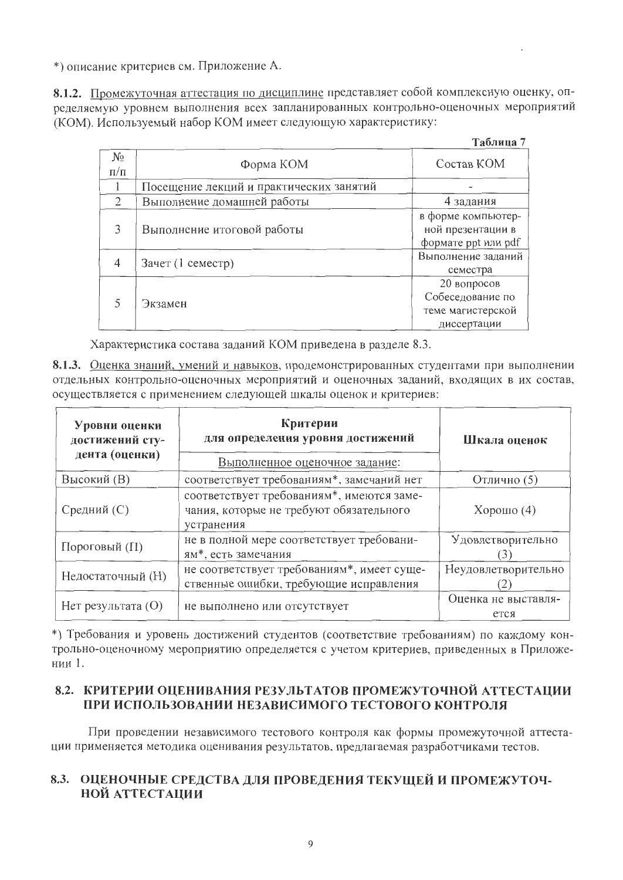*) описание критериев см. Приложение А.

**8.1.2.** Промежуточная аттестация по дисциплине представляет собой комплексную оценку, определяемую уровнем выполнения всех запланированных контрольно-оценочных мероприятий (КОМ). Используемый набор КОМ имеет следующую характеристику:

**Таблица 7**

| № п/п | Форма КОМ | Состав КОМ |
|---|---|---|
| 1 | Посещение лекций и практических занятий | - |
| 2 | Выполнение домашней работы | 4 задания |
| 3 | Выполнение итоговой работы | в форме компьютерной презентации в формате ppt или pdf |
| 4 | Зачет (1 семестр) | Выполнение заданий семестра |
| 5 | Экзамен | 20 вопросов Собеседование по теме магистерской диссертации |

Характеристика состава заданий КОМ приведена в разделе 8.3.

**8.1.3.** Оценка знаний, умений и навыков, продемонстрированных студентами при выполнении отдельных контрольно-оценочных мероприятий и оценочных заданий, входящих в их состав, осуществляется с применением следующей шкалы оценок и критериев:

| Уровни оценки достижений студента (оценки) | Критерии для определения уровня достижений<br>Выполненное оценочное задание: | Шкала оценок |
|---|---|---|
| Высокий (В) | соответствует требованиям*, замечаний нет | Отлично (5) |
| Средний (С) | соответствует требованиям*, имеются замечания, которые не требуют обязательного устранения | Хорошо (4) |
| Пороговый (П) | не в полной мере соответствует требованиям*, есть замечания | Удовлетворительно (3) |
| Недостаточный (Н) | не соответствует требованиям*, имеет существенные ошибки, требующие исправления | Неудовлетворительно (2) |
| Нет результата (О) | не выполнено или отсутствует | Оценка не выставляется |

*) Требования и уровень достижений студентов (соответствие требованиям) по каждому контрольно-оценочному мероприятию определяется с учетом критериев, приведенных в Приложении 1.

## 8.2. КРИТЕРИИ ОЦЕНИВАНИЯ РЕЗУЛЬТАТОВ ПРОМЕЖУТОЧНОЙ АТТЕСТАЦИИ ПРИ ИСПОЛЬЗОВАНИИ НЕЗАВИСИМОГО ТЕСТОВОГО КОНТРОЛЯ

При проведении независимого тестового контроля как формы промежуточной аттестации применяется методика оценивания результатов, предлагаемая разработчиками тестов.

## 8.3. ОЦЕНОЧНЫЕ СРЕДСТВА ДЛЯ ПРОВЕДЕНИЯ ТЕКУЩЕЙ И ПРОМЕЖУТОЧНОЙ АТТЕСТАЦИИ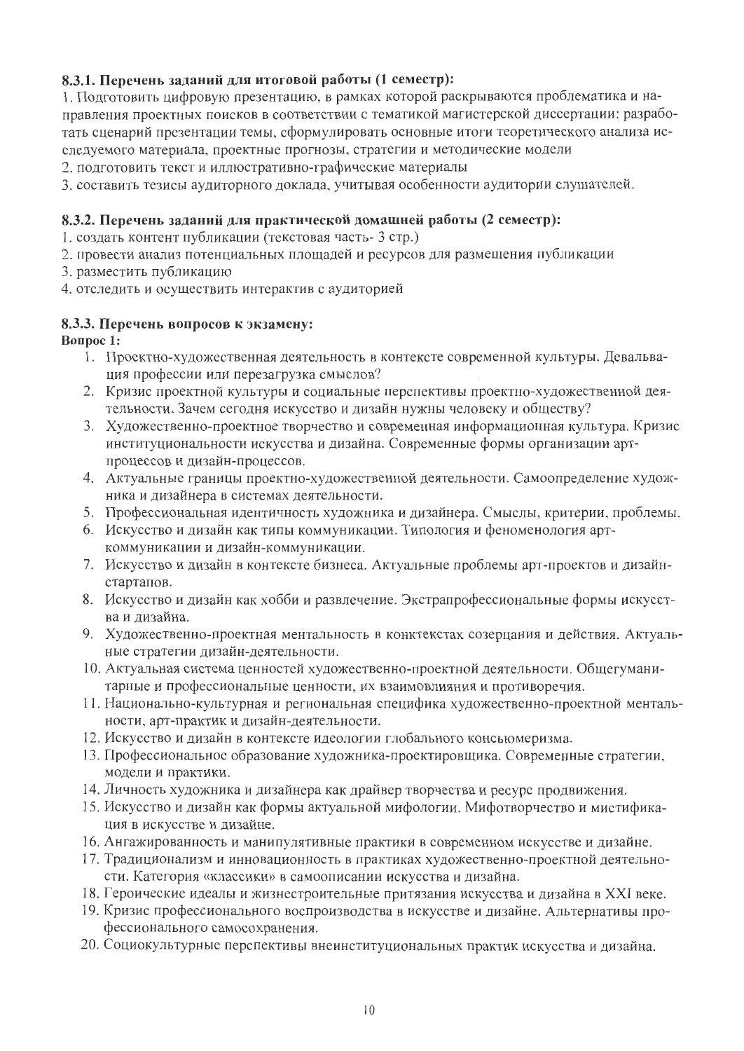### 8.3.1. Перечень заданий для итоговой работы (1 семестр):

1. Подготовить цифровую презентацию, в рамках которой раскрываются проблематика и направления проектных поисков в соответствии с тематикой магистерской диссертации: разработать сценарий презентации темы, сформулировать основные итоги теоретического анализа исследуемого материала, проектные прогнозы, стратегии и методические модели
2. подготовить текст и иллюстративно-графические материалы
3. составить тезисы аудиторного доклада, учитывая особенности аудитории слушателей.

### 8.3.2. Перечень заданий для практической домашней работы (2 семестр):

1. создать контент публикации (текстовая часть- 3 стр.)
2. провести анализ потенциальных площадей и ресурсов для размещения публикации
3. разместить публикацию
4. отследить и осуществить интерактив с аудиторией

### 8.3.3. Перечень вопросов к экзамену:

**Вопрос 1:**

1. Проектно-художественная деятельность в контексте современной культуры. Девальвация профессии или перезагрузка смыслов?
2. Кризис проектной культуры и социальные перспективы проектно-художественной деятельности. Зачем сегодня искусство и дизайн нужны человеку и обществу?
3. Художественно-проектное творчество и современная информационная культура. Кризис институциональности искусства и дизайна. Современные формы организации арт-процессов и дизайн-процессов.
4. Актуальные границы проектно-художественной деятельности. Самоопределение художника и дизайнера в системах деятельности.
5. Профессиональная идентичность художника и дизайнера. Смыслы, критерии, проблемы.
6. Искусство и дизайн как типы коммуникации. Типология и феноменология арт-коммуникации и дизайн-коммуникации.
7. Искусство и дизайн в контексте бизнеса. Актуальные проблемы арт-проектов и дизайн-стартапов.
8. Искусство и дизайн как хобби и развлечение. Экстрапрофессиональные формы искусства и дизайна.
9. Художественно-проектная ментальность в конктекстах созерцания и действия. Актуальные стратегии дизайн-деятельности.
10. Актуальная система ценностей художественно-проектной деятельности. Общегуманитарные и профессиональные ценности, их взаимовлияния и противоречия.
11. Национально-культурная и региональная специфика художественно-проектной ментальности, арт-практик и дизайн-деятельности.
12. Искусство и дизайн в контексте идеологии глобального консьюмеризма.
13. Профессиональное образование художника-проектировщика. Современные стратегии, модели и практики.
14. Личность художника и дизайнера как драйвер творчества и ресурс продвижения.
15. Искусство и дизайн как формы актуальной мифологии. Мифотворчество и мистификация в искусстве и дизайне.
16. Ангажированность и манипулятивные практики в современном искусстве и дизайне.
17. Традиционализм и инновационность в практиках художественно-проектной деятельности. Категория «классики» в самоописании искусства и дизайна.
18. Героические идеалы и жизнестроительные притязания искусства и дизайна в XXI веке.
19. Кризис профессионального воспроизводства в искусстве и дизайне. Альтернативы профессионального самосохранения.
20. Социокультурные перспективы внеинституциональных практик искусства и дизайна.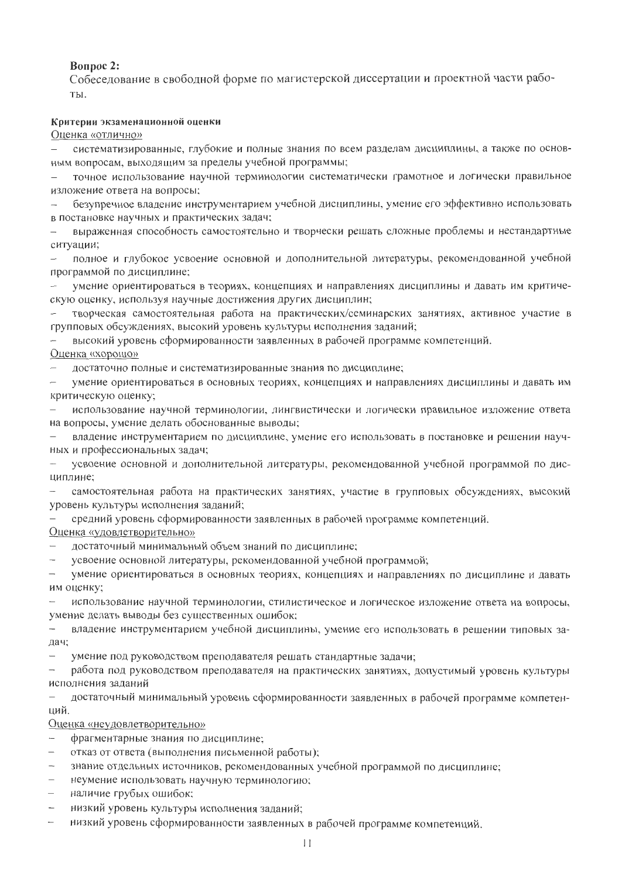**Вопрос 2:**
Собеседование в свободной форме по магистерской диссертации и проектной части работы.

**Критерии экзаменационной оценки**

Оценка «отлично»

- систематизированные, глубокие и полные знания по всем разделам дисциплины, а также по основным вопросам, выходящим за пределы учебной программы;
- точное использование научной терминологии систематически грамотное и логически правильное изложение ответа на вопросы;
- безупречное владение инструментарием учебной дисциплины, умение его эффективно использовать в постановке научных и практических задач;
- выраженная способность самостоятельно и творчески решать сложные проблемы и нестандартные ситуации;
- полное и глубокое усвоение основной и дополнительной литературы, рекомендованной учебной программой по дисциплине;
- умение ориентироваться в теориях, концепциях и направлениях дисциплины и давать им критическую оценку, используя научные достижения других дисциплин;
- творческая самостоятельная работа на практических/семинарских занятиях, активное участие в групповых обсуждениях, высокий уровень культуры исполнения заданий;
- высокий уровень сформированности заявленных в рабочей программе компетенций.

Оценка «хорошо»

- достаточно полные и систематизированные знания по дисциплине;
- умение ориентироваться в основных теориях, концепциях и направлениях дисциплины и давать им критическую оценку;
- использование научной терминологии, лингвистически и логически правильное изложение ответа на вопросы, умение делать обоснованные выводы;
- владение инструментарием по дисциплине, умение его использовать в постановке и решении научных и профессиональных задач;
- усвоение основной и дополнительной литературы, рекомендованной учебной программой по дисциплине;
- самостоятельная работа на практических занятиях, участие в групповых обсуждениях, высокий уровень культуры исполнения заданий;
- средний уровень сформированности заявленных в рабочей программе компетенций.

Оценка «удовлетворительно»

- достаточный минимальный объем знаний по дисциплине;
- усвоение основной литературы, рекомендованной учебной программой;
- умение ориентироваться в основных теориях, концепциях и направлениях по дисциплине и давать им оценку;
- использование научной терминологии, стилистическое и логическое изложение ответа на вопросы, умение делать выводы без существенных ошибок;
- владение инструментарием учебной дисциплины, умение его использовать в решении типовых задач;
- умение под руководством преподавателя решать стандартные задачи;
- работа под руководством преподавателя на практических занятиях, допустимый уровень культуры исполнения заданий
- достаточный минимальный уровень сформированности заявленных в рабочей программе компетенций.

Оценка «неудовлетворительно»

- фрагментарные знания по дисциплине;
- отказ от ответа (выполнения письменной работы);
- знание отдельных источников, рекомендованных учебной программой по дисциплине;
- неумение использовать научную терминологию;
- наличие грубых ошибок;
- низкий уровень культуры исполнения заданий;
- низкий уровень сформированности заявленных в рабочей программе компетенций.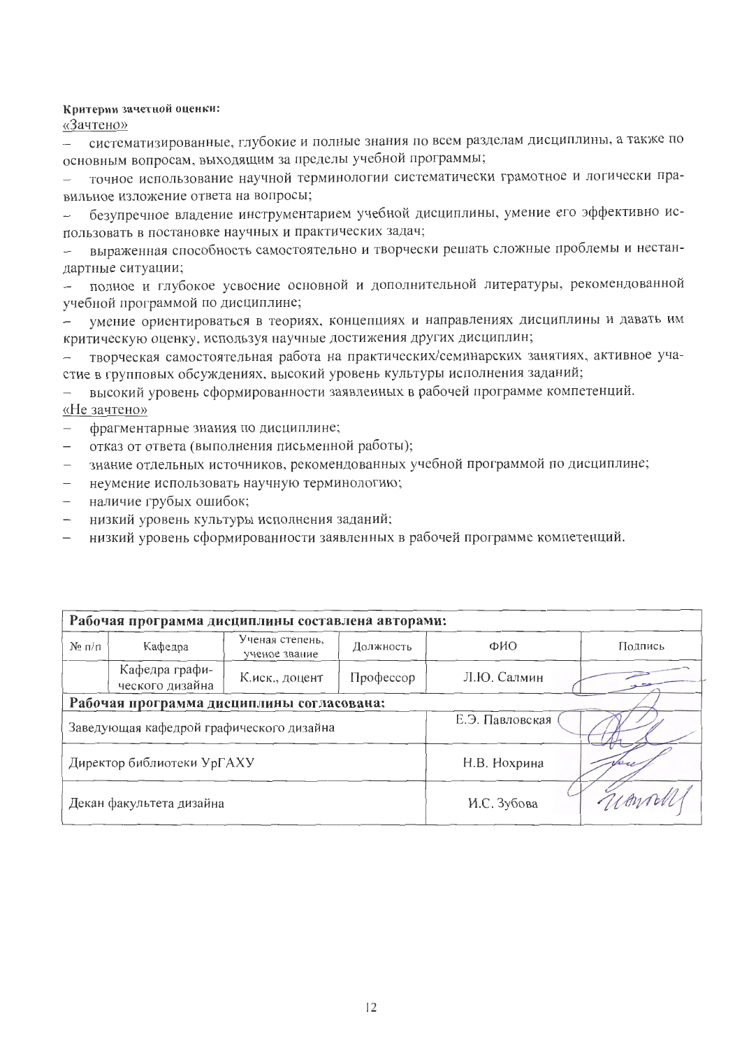**Критерии зачетной оценки:**

«Зачтено»

- систематизированные, глубокие и полные знания по всем разделам дисциплины, а также по основным вопросам, выходящим за пределы учебной программы;
- точное использование научной терминологии систематически грамотное и логически правильное изложение ответа на вопросы;
- безупречное владение инструментарием учебной дисциплины, умение его эффективно использовать в постановке научных и практических задач;
- выраженная способность самостоятельно и творчески решать сложные проблемы и нестандартные ситуации;
- полное и глубокое усвоение основной и дополнительной литературы, рекомендованной учебной программой по дисциплине;
- умение ориентироваться в теориях, концепциях и направлениях дисциплины и давать им критическую оценку, используя научные достижения других дисциплин;
- творческая самостоятельная работа на практических/семинарских занятиях, активное участие в групповых обсуждениях, высокий уровень культуры исполнения заданий;
- высокий уровень сформированности заявленных в рабочей программе компетенций.

«Не зачтено»

- фрагментарные знания по дисциплине;
- отказ от ответа (выполнения письменной работы);
- знание отдельных источников, рекомендованных учебной программой по дисциплине;
- неумение использовать научную терминологию;
- наличие грубых ошибок;
- низкий уровень культуры исполнения заданий;
- низкий уровень сформированности заявленных в рабочей программе компетенций.

| **Рабочая программа дисциплины составлена авторами:** | | | | | |
|---|---|---|---|---|---|
| № п/п | Кафедра | Ученая степень, ученое звание | Должность | ФИО | Подпись |
| | Кафедра графического дизайна | К.иск., доцент | Профессор | Л.Ю. Салмин | |
| **Рабочая программа дисциплины согласована:** | | | | | |
| Заведующая кафедрой графического дизайна | | | | Е.Э. Павловская | |
| Директор библиотеки УрГАХУ | | | | Н.В. Нохрина | |
| Декан факультета дизайна | | | | И.С. Зубова | |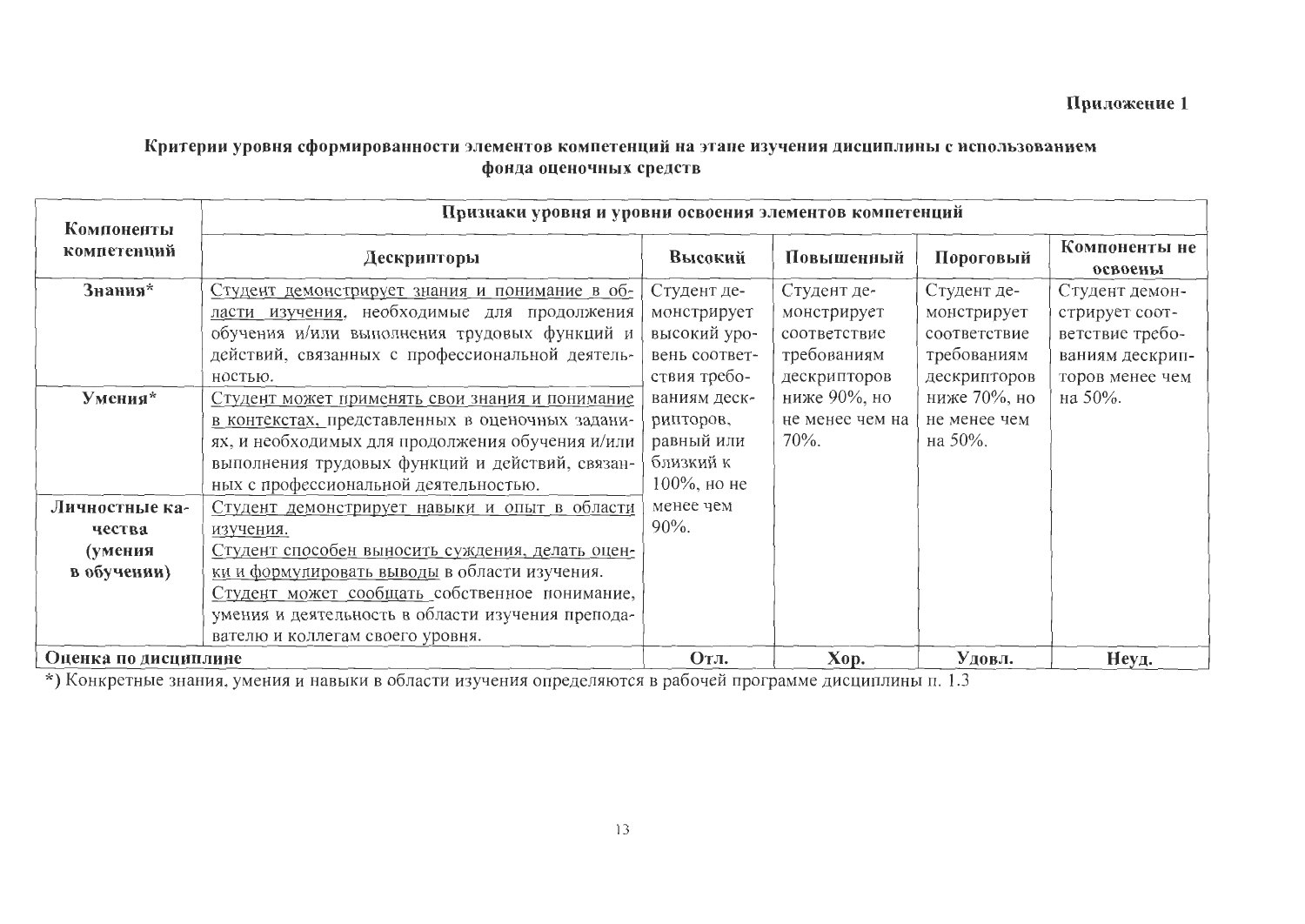Приложение 1

## Критерии уровня сформированности элементов компетенций на этапе изучения дисциплины с использованием фонда оценочных средств

| Компоненты компетенций | Признаки уровня и уровни освоения элементов компетенций | | | | |
|---|---|---|---|---|---|
| | Дескрипторы | Высокий | Повышенный | Пороговый | Компоненты не освоены |
| **Знания*** | Студент демонстрирует знания и понимание в области изучения, необходимые для продолжения обучения и/или выполнения трудовых функций и действий, связанных с профессиональной деятельностью. | Студент демонстрирует высокий уровень соответствия требованиям дескрипторов, равный или близкий к 100%, но не менее чем 90%. | Студент демонстрирует соответствие требованиям дескрипторов ниже 90%, но не менее чем на 70%. | Студент демонстрирует соответствие требованиям дескрипторов ниже 70%, но не менее чем на 50%. | Студент демонстрирует соответствие требованиям дескрипторов менее чем на 50%. |
| **Умения*** | Студент может применять свои знания и понимание в контекстах, представленных в оценочных заданиях, и необходимых для продолжения обучения и/или выполнения трудовых функций и действий, связанных с профессиональной деятельностью. | | | | |
| **Личностные качества (умения в обучении)** | Студент демонстрирует навыки и опыт в области изучения. Студент способен выносить суждения, делать оценки и формулировать выводы в области изучения. Студент может сообщать собственное понимание, умения и деятельность в области изучения преподавателю и коллегам своего уровня. | | | | |
| **Оценка по дисциплине** | | **Отл.** | **Хор.** | **Удовл.** | **Неуд.** |

*) Конкретные знания, умения и навыки в области изучения определяются в рабочей программе дисциплины п. 1.3